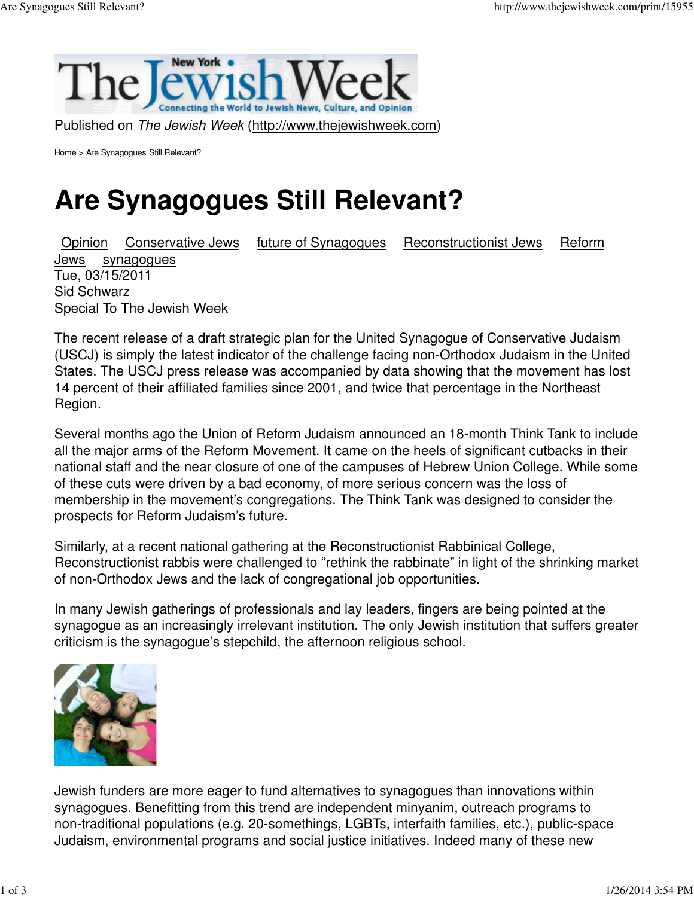Published on *The Jewish Week* (http://www.thejewishweek.com)

Home > Are Synagogues Still Relevant?

# Are Synagogues Still Relevant?

Opinion Conservative Jews future of Synagogues Reconstructionist Jews Reform Jews synagogues

Tue, 03/15/2011
Sid Schwarz
Special To The Jewish Week

The recent release of a draft strategic plan for the United Synagogue of Conservative Judaism (USCJ) is simply the latest indicator of the challenge facing non-Orthodox Judaism in the United States. The USCJ press release was accompanied by data showing that the movement has lost 14 percent of their affiliated families since 2001, and twice that percentage in the Northeast Region.

Several months ago the Union of Reform Judaism announced an 18-month Think Tank to include all the major arms of the Reform Movement. It came on the heels of significant cutbacks in their national staff and the near closure of one of the campuses of Hebrew Union College. While some of these cuts were driven by a bad economy, of more serious concern was the loss of membership in the movement's congregations. The Think Tank was designed to consider the prospects for Reform Judaism's future.

Similarly, at a recent national gathering at the Reconstructionist Rabbinical College, Reconstructionist rabbis were challenged to "rethink the rabbinate" in light of the shrinking market of non-Orthodox Jews and the lack of congregational job opportunities.

In many Jewish gatherings of professionals and lay leaders, fingers are being pointed at the synagogue as an increasingly irrelevant institution. The only Jewish institution that suffers greater criticism is the synagogue's stepchild, the afternoon religious school.

Jewish funders are more eager to fund alternatives to synagogues than innovations within synagogues. Benefitting from this trend are independent minyanim, outreach programs to non-traditional populations (e.g. 20-somethings, LGBTs, interfaith families, etc.), public-space Judaism, environmental programs and social justice initiatives. Indeed many of these new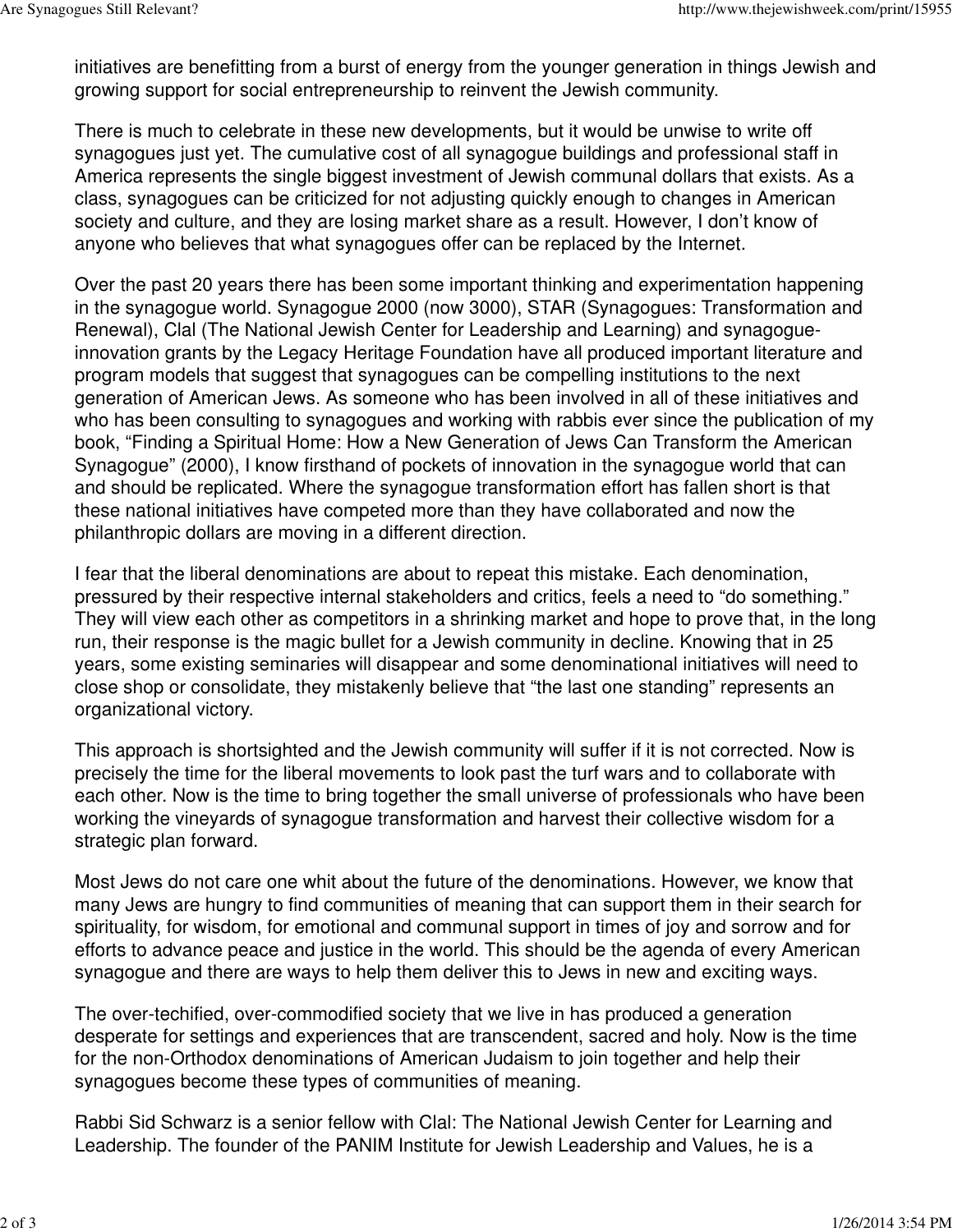initiatives are benefitting from a burst of energy from the younger generation in things Jewish and growing support for social entrepreneurship to reinvent the Jewish community.

There is much to celebrate in these new developments, but it would be unwise to write off synagogues just yet. The cumulative cost of all synagogue buildings and professional staff in America represents the single biggest investment of Jewish communal dollars that exists. As a class, synagogues can be criticized for not adjusting quickly enough to changes in American society and culture, and they are losing market share as a result. However, I don't know of anyone who believes that what synagogues offer can be replaced by the Internet.

Over the past 20 years there has been some important thinking and experimentation happening in the synagogue world. Synagogue 2000 (now 3000), STAR (Synagogues: Transformation and Renewal), Clal (The National Jewish Center for Leadership and Learning) and synagogue-innovation grants by the Legacy Heritage Foundation have all produced important literature and program models that suggest that synagogues can be compelling institutions to the next generation of American Jews. As someone who has been involved in all of these initiatives and who has been consulting to synagogues and working with rabbis ever since the publication of my book, "Finding a Spiritual Home: How a New Generation of Jews Can Transform the American Synagogue" (2000), I know firsthand of pockets of innovation in the synagogue world that can and should be replicated. Where the synagogue transformation effort has fallen short is that these national initiatives have competed more than they have collaborated and now the philanthropic dollars are moving in a different direction.

I fear that the liberal denominations are about to repeat this mistake. Each denomination, pressured by their respective internal stakeholders and critics, feels a need to "do something." They will view each other as competitors in a shrinking market and hope to prove that, in the long run, their response is the magic bullet for a Jewish community in decline. Knowing that in 25 years, some existing seminaries will disappear and some denominational initiatives will need to close shop or consolidate, they mistakenly believe that "the last one standing" represents an organizational victory.

This approach is shortsighted and the Jewish community will suffer if it is not corrected. Now is precisely the time for the liberal movements to look past the turf wars and to collaborate with each other. Now is the time to bring together the small universe of professionals who have been working the vineyards of synagogue transformation and harvest their collective wisdom for a strategic plan forward.

Most Jews do not care one whit about the future of the denominations. However, we know that many Jews are hungry to find communities of meaning that can support them in their search for spirituality, for wisdom, for emotional and communal support in times of joy and sorrow and for efforts to advance peace and justice in the world. This should be the agenda of every American synagogue and there are ways to help them deliver this to Jews in new and exciting ways.

The over-techified, over-commodified society that we live in has produced a generation desperate for settings and experiences that are transcendent, sacred and holy. Now is the time for the non-Orthodox denominations of American Judaism to join together and help their synagogues become these types of communities of meaning.

Rabbi Sid Schwarz is a senior fellow with Clal: The National Jewish Center for Learning and Leadership. The founder of the PANIM Institute for Jewish Leadership and Values, he is a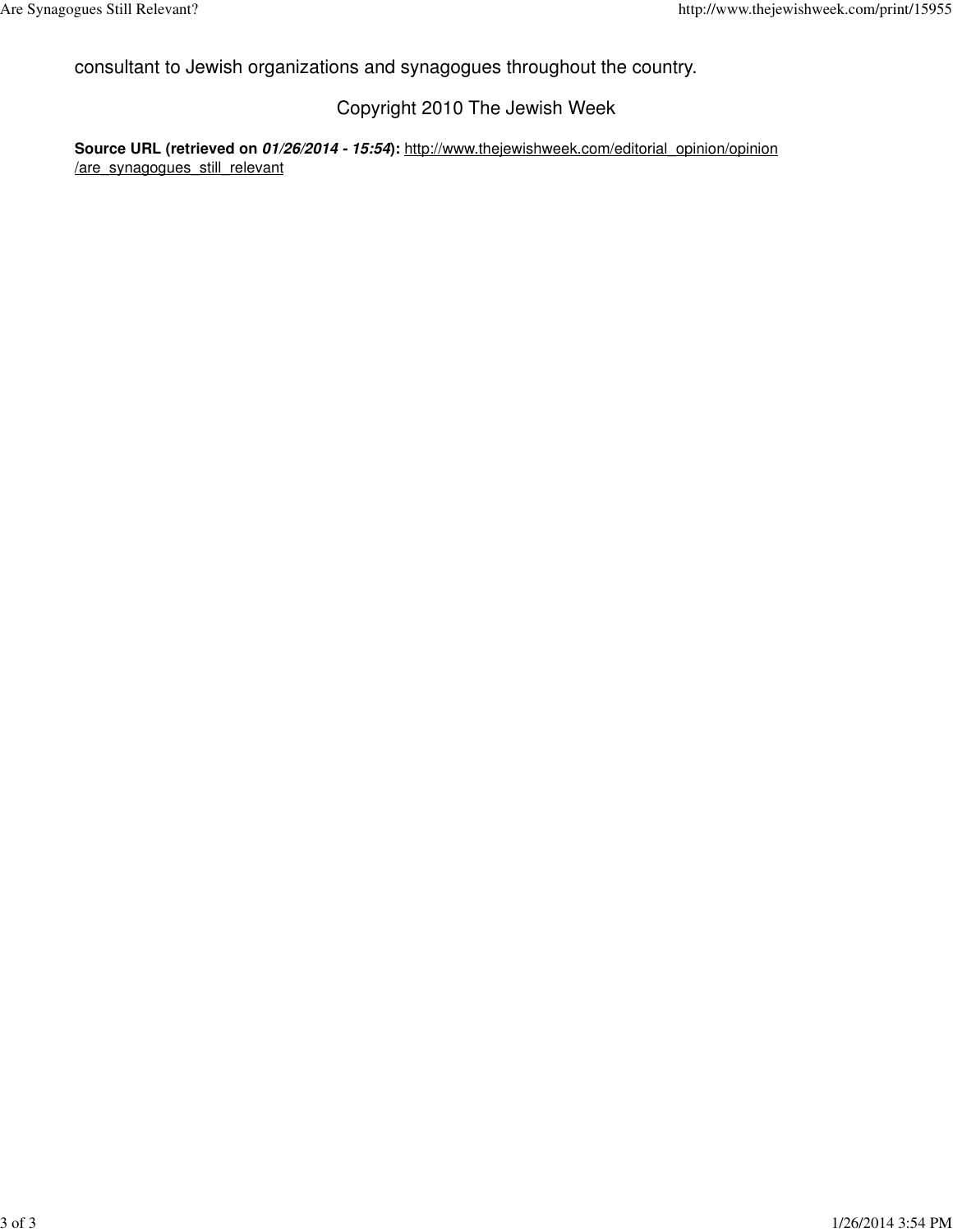consultant to Jewish organizations and synagogues throughout the country.

Copyright 2010 The Jewish Week

**Source URL (retrieved on *01/26/2014 - 15:54*):** http://www.thejewishweek.com/editorial_opinion/opinion/are_synagogues_still_relevant